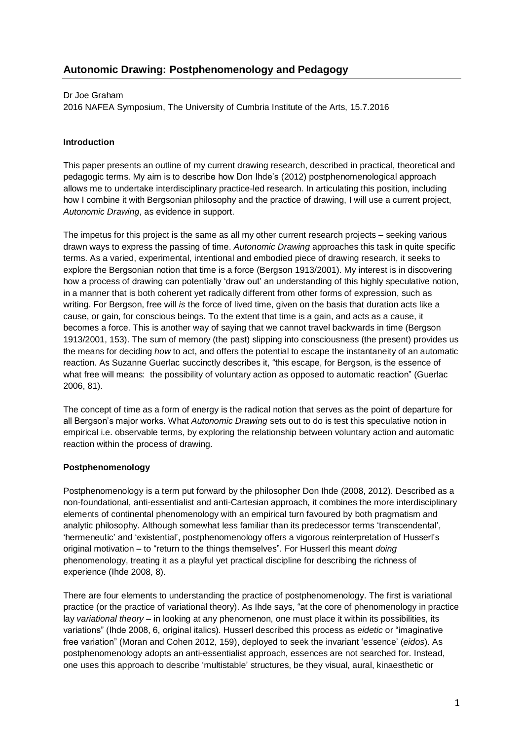## Autonomic Drawing: Postphenomenology and Pedagogy

Dr Joe Graham
2016 NAFEA Symposium, The University of Cumbria Institute of the Arts, 15.7.2016

### Introduction

This paper presents an outline of my current drawing research, described in practical, theoretical and pedagogic terms. My aim is to describe how Don Ihde's (2012) postphenomenological approach allows me to undertake interdisciplinary practice-led research. In articulating this position, including how I combine it with Bergsonian philosophy and the practice of drawing, I will use a current project, *Autonomic Drawing*, as evidence in support.

The impetus for this project is the same as all my other current research projects – seeking various drawn ways to express the passing of time. *Autonomic Drawing* approaches this task in quite specific terms. As a varied, experimental, intentional and embodied piece of drawing research, it seeks to explore the Bergsonian notion that time is a force (Bergson 1913/2001). My interest is in discovering how a process of drawing can potentially 'draw out' an understanding of this highly speculative notion, in a manner that is both coherent yet radically different from other forms of expression, such as writing. For Bergson, free will *is* the force of lived time, given on the basis that duration acts like a cause, or gain, for conscious beings. To the extent that time is a gain, and acts as a cause, it becomes a force. This is another way of saying that we cannot travel backwards in time (Bergson 1913/2001, 153). The sum of memory (the past) slipping into consciousness (the present) provides us the means for deciding *how* to act, and offers the potential to escape the instantaneity of an automatic reaction. As Suzanne Guerlac succinctly describes it, "this escape, for Bergson, is the essence of what free will means: the possibility of voluntary action as opposed to automatic reaction" (Guerlac 2006, 81).

The concept of time as a form of energy is the radical notion that serves as the point of departure for all Bergson's major works. What *Autonomic Drawing* sets out to do is test this speculative notion in empirical i.e. observable terms, by exploring the relationship between voluntary action and automatic reaction within the process of drawing.

### Postphenomenology

Postphenomenology is a term put forward by the philosopher Don Ihde (2008, 2012). Described as a non-foundational, anti-essentialist and anti-Cartesian approach, it combines the more interdisciplinary elements of continental phenomenology with an empirical turn favoured by both pragmatism and analytic philosophy. Although somewhat less familiar than its predecessor terms 'transcendental', 'hermeneutic' and 'existential', postphenomenology offers a vigorous reinterpretation of Husserl's original motivation – to "return to the things themselves". For Husserl this meant *doing* phenomenology, treating it as a playful yet practical discipline for describing the richness of experience (Ihde 2008, 8).

There are four elements to understanding the practice of postphenomenology. The first is variational practice (or the practice of variational theory). As Ihde says, "at the core of phenomenology in practice lay *variational theory* – in looking at any phenomenon, one must place it within its possibilities, its variations" (Ihde 2008, 6, original italics). Husserl described this process as *eidetic* or "imaginative free variation" (Moran and Cohen 2012, 159), deployed to seek the invariant 'essence' (*eidos*). As postphenomenology adopts an anti-essentialist approach, essences are not searched for. Instead, one uses this approach to describe 'multistable' structures, be they visual, aural, kinaesthetic or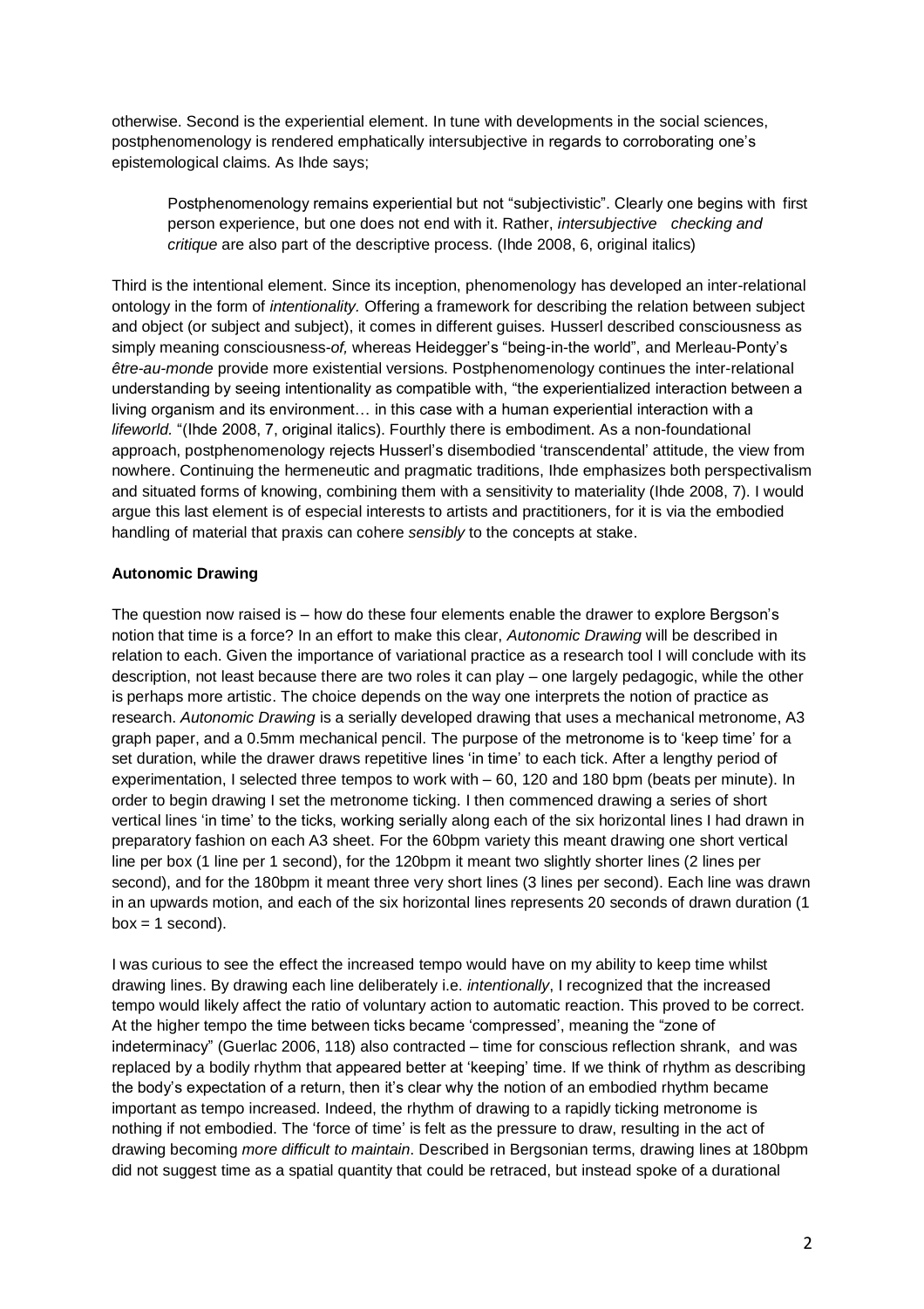otherwise. Second is the experiential element. In tune with developments in the social sciences, postphenomenology is rendered emphatically intersubjective in regards to corroborating one's epistemological claims. As Ihde says;

> Postphenomenology remains experiential but not "subjectivistic". Clearly one begins with first person experience, but one does not end with it. Rather, *intersubjective checking and critique* are also part of the descriptive process. (Ihde 2008, 6, original italics)

Third is the intentional element. Since its inception, phenomenology has developed an inter-relational ontology in the form of *intentionality.* Offering a framework for describing the relation between subject and object (or subject and subject), it comes in different guises. Husserl described consciousness as simply meaning consciousness-*of,* whereas Heidegger's "being-in-the world", and Merleau-Ponty's *être-au-monde* provide more existential versions. Postphenomenology continues the inter-relational understanding by seeing intentionality as compatible with, "the experientialized interaction between a living organism and its environment… in this case with a human experiential interaction with a *lifeworld.* "(Ihde 2008, 7, original italics). Fourthly there is embodiment. As a non-foundational approach, postphenomenology rejects Husserl's disembodied 'transcendental' attitude, the view from nowhere. Continuing the hermeneutic and pragmatic traditions, Ihde emphasizes both perspectivalism and situated forms of knowing, combining them with a sensitivity to materiality (Ihde 2008, 7). I would argue this last element is of especial interests to artists and practitioners, for it is via the embodied handling of material that praxis can cohere *sensibly* to the concepts at stake.

**Autonomic Drawing**

The question now raised is – how do these four elements enable the drawer to explore Bergson's notion that time is a force? In an effort to make this clear, *Autonomic Drawing* will be described in relation to each. Given the importance of variational practice as a research tool I will conclude with its description, not least because there are two roles it can play – one largely pedagogic, while the other is perhaps more artistic. The choice depends on the way one interprets the notion of practice as research. *Autonomic Drawing* is a serially developed drawing that uses a mechanical metronome, A3 graph paper, and a 0.5mm mechanical pencil. The purpose of the metronome is to 'keep time' for a set duration, while the drawer draws repetitive lines 'in time' to each tick. After a lengthy period of experimentation, I selected three tempos to work with – 60, 120 and 180 bpm (beats per minute). In order to begin drawing I set the metronome ticking. I then commenced drawing a series of short vertical lines 'in time' to the ticks, working serially along each of the six horizontal lines I had drawn in preparatory fashion on each A3 sheet. For the 60bpm variety this meant drawing one short vertical line per box (1 line per 1 second), for the 120bpm it meant two slightly shorter lines (2 lines per second), and for the 180bpm it meant three very short lines (3 lines per second). Each line was drawn in an upwards motion, and each of the six horizontal lines represents 20 seconds of drawn duration (1 box = 1 second).

I was curious to see the effect the increased tempo would have on my ability to keep time whilst drawing lines. By drawing each line deliberately i.e. *intentionally*, I recognized that the increased tempo would likely affect the ratio of voluntary action to automatic reaction. This proved to be correct. At the higher tempo the time between ticks became 'compressed', meaning the "zone of indeterminacy" (Guerlac 2006, 118) also contracted – time for conscious reflection shrank, and was replaced by a bodily rhythm that appeared better at 'keeping' time. If we think of rhythm as describing the body's expectation of a return, then it's clear why the notion of an embodied rhythm became important as tempo increased. Indeed, the rhythm of drawing to a rapidly ticking metronome is nothing if not embodied. The 'force of time' is felt as the pressure to draw, resulting in the act of drawing becoming *more difficult to maintain*. Described in Bergsonian terms, drawing lines at 180bpm did not suggest time as a spatial quantity that could be retraced, but instead spoke of a durational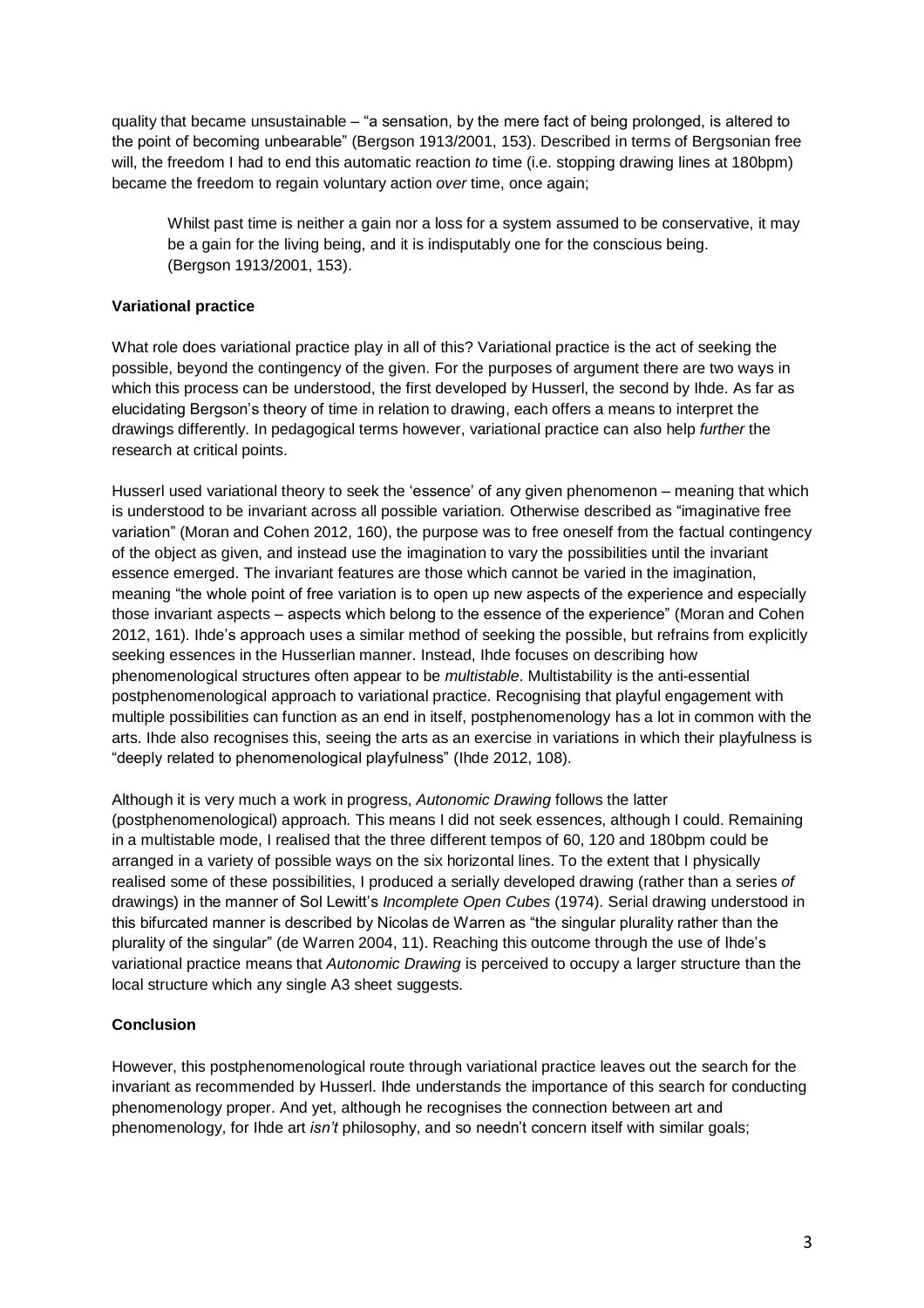quality that became unsustainable – "a sensation, by the mere fact of being prolonged, is altered to the point of becoming unbearable" (Bergson 1913/2001, 153). Described in terms of Bergsonian free will, the freedom I had to end this automatic reaction *to* time (i.e. stopping drawing lines at 180bpm) became the freedom to regain voluntary action *over* time, once again;

> Whilst past time is neither a gain nor a loss for a system assumed to be conservative, it may be a gain for the living being, and it is indisputably one for the conscious being.
> (Bergson 1913/2001, 153).

**Variational practice**

What role does variational practice play in all of this? Variational practice is the act of seeking the possible, beyond the contingency of the given. For the purposes of argument there are two ways in which this process can be understood, the first developed by Husserl, the second by Ihde. As far as elucidating Bergson's theory of time in relation to drawing, each offers a means to interpret the drawings differently. In pedagogical terms however, variational practice can also help *further* the research at critical points.

Husserl used variational theory to seek the 'essence' of any given phenomenon – meaning that which is understood to be invariant across all possible variation. Otherwise described as "imaginative free variation" (Moran and Cohen 2012, 160), the purpose was to free oneself from the factual contingency of the object as given, and instead use the imagination to vary the possibilities until the invariant essence emerged. The invariant features are those which cannot be varied in the imagination, meaning "the whole point of free variation is to open up new aspects of the experience and especially those invariant aspects – aspects which belong to the essence of the experience" (Moran and Cohen 2012, 161). Ihde's approach uses a similar method of seeking the possible, but refrains from explicitly seeking essences in the Husserlian manner. Instead, Ihde focuses on describing how phenomenological structures often appear to be *multistable*. Multistability is the anti-essential postphenomenological approach to variational practice. Recognising that playful engagement with multiple possibilities can function as an end in itself, postphenomenology has a lot in common with the arts. Ihde also recognises this, seeing the arts as an exercise in variations in which their playfulness is "deeply related to phenomenological playfulness" (Ihde 2012, 108).

Although it is very much a work in progress, *Autonomic Drawing* follows the latter (postphenomenological) approach. This means I did not seek essences, although I could. Remaining in a multistable mode, I realised that the three different tempos of 60, 120 and 180bpm could be arranged in a variety of possible ways on the six horizontal lines. To the extent that I physically realised some of these possibilities, I produced a serially developed drawing (rather than a series *of* drawings) in the manner of Sol Lewitt's *Incomplete Open Cubes* (1974). Serial drawing understood in this bifurcated manner is described by Nicolas de Warren as "the singular plurality rather than the plurality of the singular" (de Warren 2004, 11). Reaching this outcome through the use of Ihde's variational practice means that *Autonomic Drawing* is perceived to occupy a larger structure than the local structure which any single A3 sheet suggests.

**Conclusion**

However, this postphenomenological route through variational practice leaves out the search for the invariant as recommended by Husserl. Ihde understands the importance of this search for conducting phenomenology proper. And yet, although he recognises the connection between art and phenomenology, for Ihde art *isn't* philosophy, and so needn't concern itself with similar goals;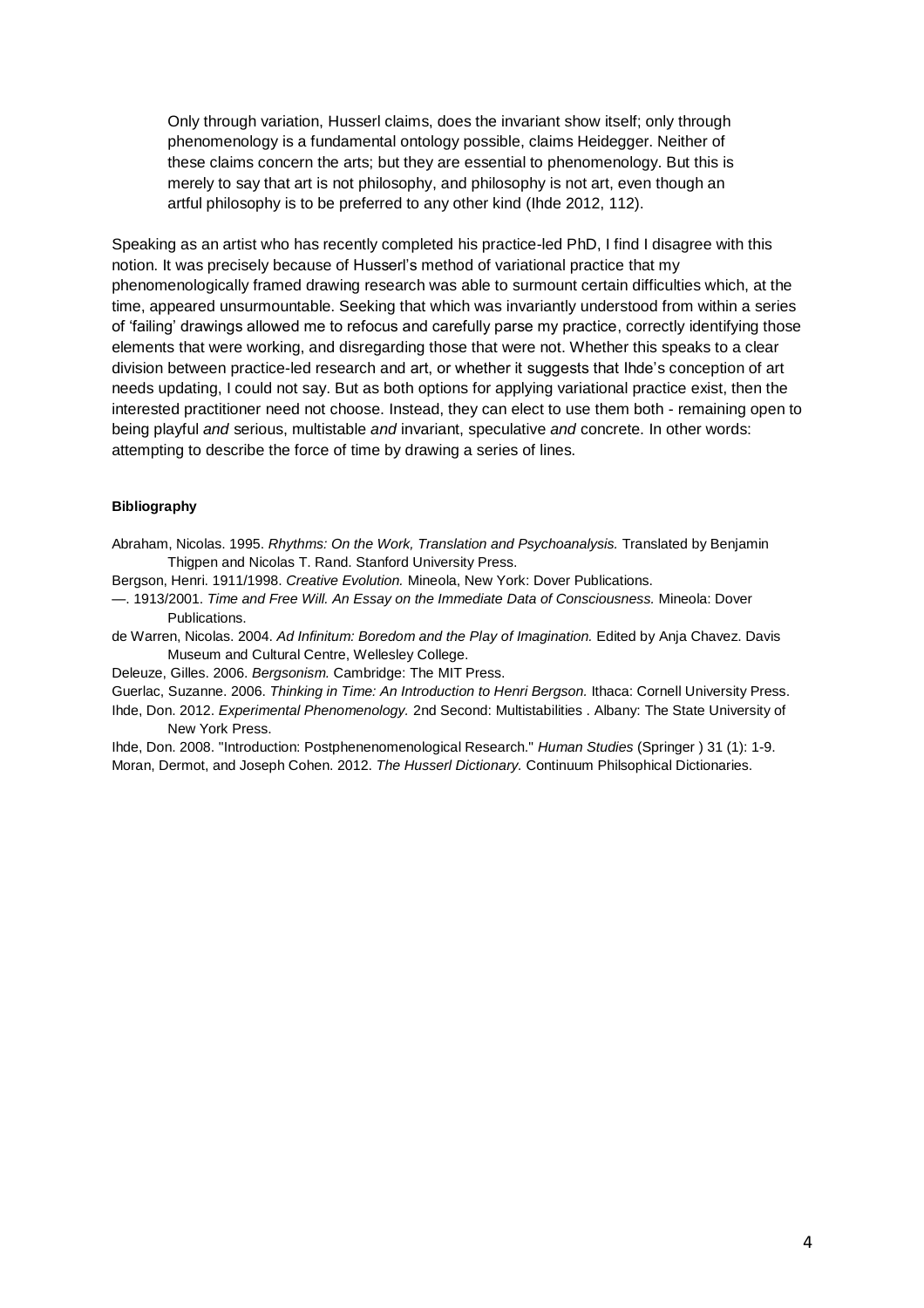> Only through variation, Husserl claims, does the invariant show itself; only through phenomenology is a fundamental ontology possible, claims Heidegger. Neither of these claims concern the arts; but they are essential to phenomenology. But this is merely to say that art is not philosophy, and philosophy is not art, even though an artful philosophy is to be preferred to any other kind (Ihde 2012, 112).

Speaking as an artist who has recently completed his practice-led PhD, I find I disagree with this notion. It was precisely because of Husserl's method of variational practice that my phenomenologically framed drawing research was able to surmount certain difficulties which, at the time, appeared unsurmountable. Seeking that which was invariantly understood from within a series of 'failing' drawings allowed me to refocus and carefully parse my practice, correctly identifying those elements that were working, and disregarding those that were not. Whether this speaks to a clear division between practice-led research and art, or whether it suggests that Ihde's conception of art needs updating, I could not say. But as both options for applying variational practice exist, then the interested practitioner need not choose. Instead, they can elect to use them both - remaining open to being playful *and* serious, multistable *and* invariant, speculative *and* concrete. In other words: attempting to describe the force of time by drawing a series of lines.

**Bibliography**

Abraham, Nicolas. 1995. *Rhythms: On the Work, Translation and Psychoanalysis.* Translated by Benjamin Thigpen and Nicolas T. Rand. Stanford University Press.

Bergson, Henri. 1911/1998. *Creative Evolution.* Mineola, New York: Dover Publications.

—. 1913/2001. *Time and Free Will. An Essay on the Immediate Data of Consciousness.* Mineola: Dover Publications.

de Warren, Nicolas. 2004. *Ad Infinitum: Boredom and the Play of Imagination.* Edited by Anja Chavez. Davis Museum and Cultural Centre, Wellesley College.

Deleuze, Gilles. 2006. *Bergsonism.* Cambridge: The MIT Press.

Guerlac, Suzanne. 2006. *Thinking in Time: An Introduction to Henri Bergson.* Ithaca: Cornell University Press.

Ihde, Don. 2012. *Experimental Phenomenology.* 2nd Second: Multistabilities . Albany: The State University of New York Press.

Ihde, Don. 2008. "Introduction: Postphenenomenological Research." *Human Studies* (Springer ) 31 (1): 1-9.

Moran, Dermot, and Joseph Cohen. 2012. *The Husserl Dictionary.* Continuum Philsophical Dictionaries.